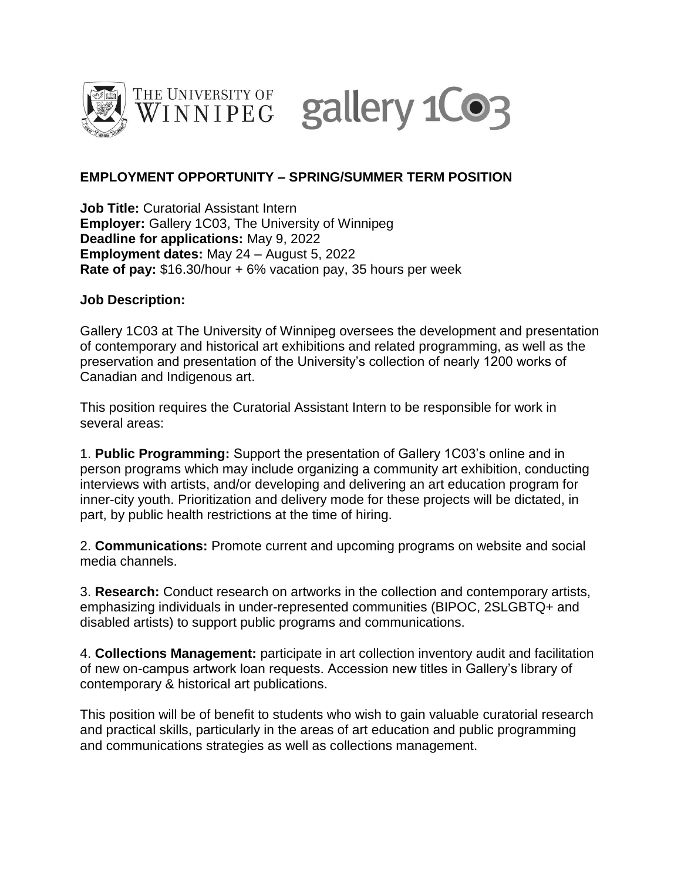THE UNIVERSITY OF WINNIPEG gallery 1C03

## EMPLOYMENT OPPORTUNITY – SPRING/SUMMER TERM POSITION

**Job Title:** Curatorial Assistant Intern
**Employer:** Gallery 1C03, The University of Winnipeg
**Deadline for applications:** May 9, 2022
**Employment dates:** May 24 – August 5, 2022
**Rate of pay:** $16.30/hour + 6% vacation pay, 35 hours per week

### Job Description:

Gallery 1C03 at The University of Winnipeg oversees the development and presentation of contemporary and historical art exhibitions and related programming, as well as the preservation and presentation of the University's collection of nearly 1200 works of Canadian and Indigenous art.

This position requires the Curatorial Assistant Intern to be responsible for work in several areas:

1. **Public Programming:** Support the presentation of Gallery 1C03's online and in person programs which may include organizing a community art exhibition, conducting interviews with artists, and/or developing and delivering an art education program for inner-city youth. Prioritization and delivery mode for these projects will be dictated, in part, by public health restrictions at the time of hiring.

2. **Communications:** Promote current and upcoming programs on website and social media channels.

3. **Research:** Conduct research on artworks in the collection and contemporary artists, emphasizing individuals in under-represented communities (BIPOC, 2SLGBTQ+ and disabled artists) to support public programs and communications.

4. **Collections Management:** participate in art collection inventory audit and facilitation of new on-campus artwork loan requests. Accession new titles in Gallery's library of contemporary & historical art publications.

This position will be of benefit to students who wish to gain valuable curatorial research and practical skills, particularly in the areas of art education and public programming and communications strategies as well as collections management.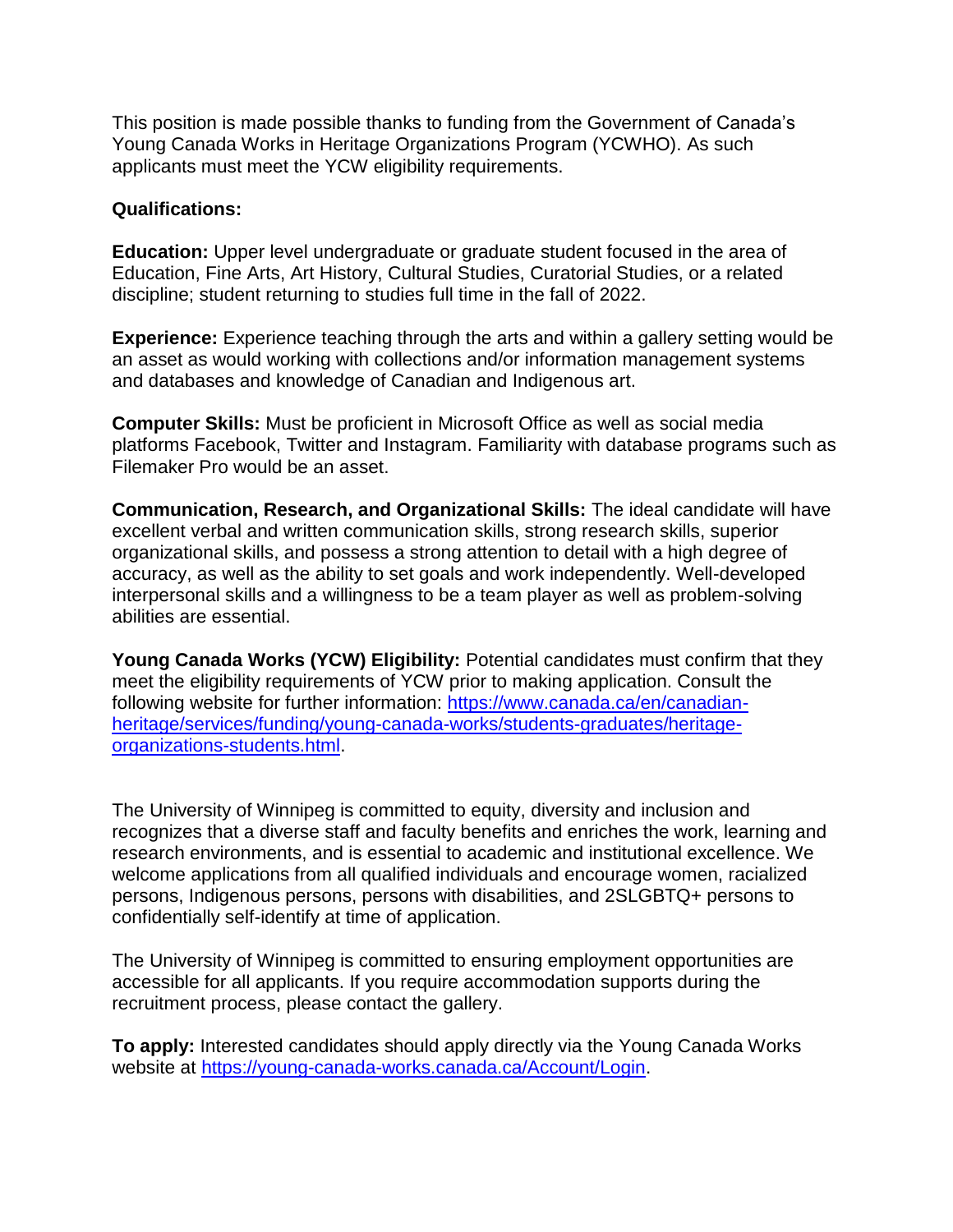This position is made possible thanks to funding from the Government of Canada's Young Canada Works in Heritage Organizations Program (YCWHO). As such applicants must meet the YCW eligibility requirements.

**Qualifications:**

**Education:** Upper level undergraduate or graduate student focused in the area of Education, Fine Arts, Art History, Cultural Studies, Curatorial Studies, or a related discipline; student returning to studies full time in the fall of 2022.

**Experience:** Experience teaching through the arts and within a gallery setting would be an asset as would working with collections and/or information management systems and databases and knowledge of Canadian and Indigenous art.

**Computer Skills:** Must be proficient in Microsoft Office as well as social media platforms Facebook, Twitter and Instagram. Familiarity with database programs such as Filemaker Pro would be an asset.

**Communication, Research, and Organizational Skills:** The ideal candidate will have excellent verbal and written communication skills, strong research skills, superior organizational skills, and possess a strong attention to detail with a high degree of accuracy, as well as the ability to set goals and work independently. Well-developed interpersonal skills and a willingness to be a team player as well as problem-solving abilities are essential.

**Young Canada Works (YCW) Eligibility:** Potential candidates must confirm that they meet the eligibility requirements of YCW prior to making application. Consult the following website for further information: [https://www.canada.ca/en/canadian-heritage/services/funding/young-canada-works/students-graduates/heritage-organizations-students.html](https://www.canada.ca/en/canadian-heritage/services/funding/young-canada-works/students-graduates/heritage-organizations-students.html).

The University of Winnipeg is committed to equity, diversity and inclusion and recognizes that a diverse staff and faculty benefits and enriches the work, learning and research environments, and is essential to academic and institutional excellence. We welcome applications from all qualified individuals and encourage women, racialized persons, Indigenous persons, persons with disabilities, and 2SLGBTQ+ persons to confidentially self-identify at time of application.

The University of Winnipeg is committed to ensuring employment opportunities are accessible for all applicants. If you require accommodation supports during the recruitment process, please contact the gallery.

**To apply:** Interested candidates should apply directly via the Young Canada Works website at [https://young-canada-works.canada.ca/Account/Login](https://young-canada-works.canada.ca/Account/Login).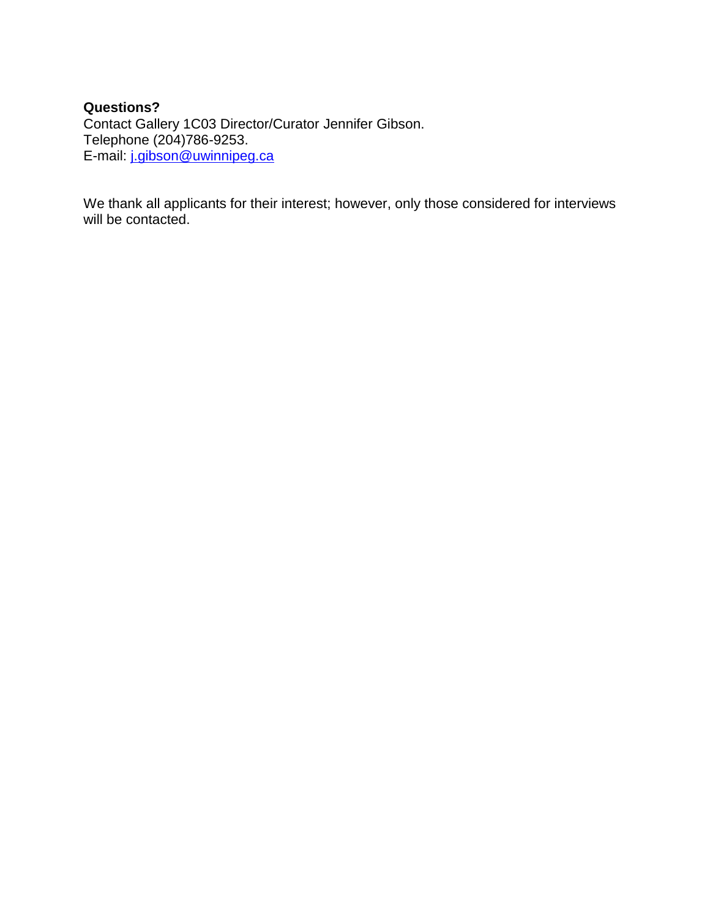**Questions?**
Contact Gallery 1C03 Director/Curator Jennifer Gibson.
Telephone (204)786-9253.
E-mail: j.gibson@uwinnipeg.ca

We thank all applicants for their interest; however, only those considered for interviews will be contacted.